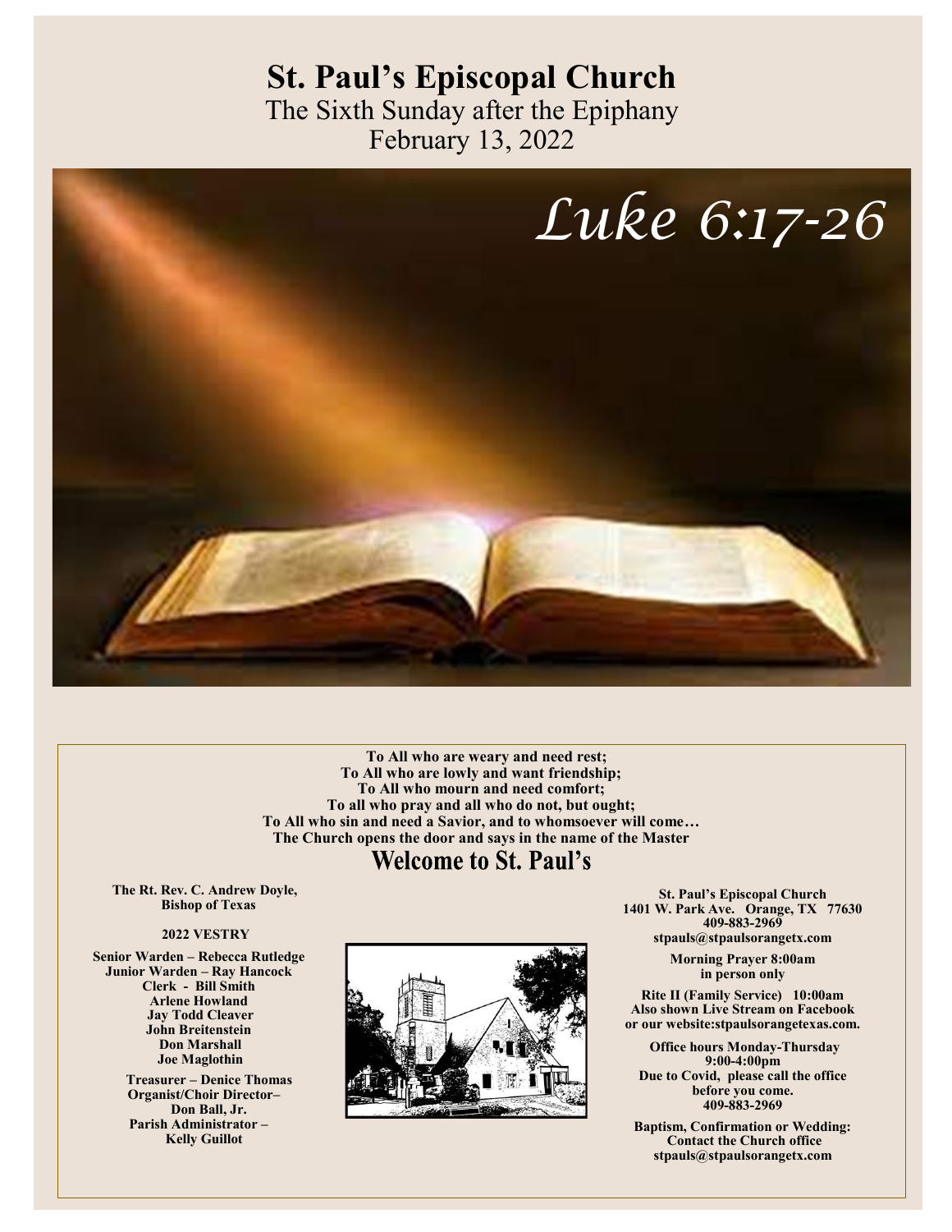# St. Paul's Episcopal Church

The Sixth Sunday after the Epiphany
February 13, 2022

*Luke 6:17-26*

**To All who are weary and need rest;**
**To All who are lowly and want friendship;**
**To All who mourn and need comfort;**
**To all who pray and all who do not, but ought;**
**To All who sin and need a Savior, and to whomsoever will come…**
**The Church opens the door and says in the name of the Master**

## Welcome to St. Paul's

**The Rt. Rev. C. Andrew Doyle,**
**Bishop of Texas**

**2022 VESTRY**

**Senior Warden – Rebecca Rutledge**
**Junior Warden – Ray Hancock**
**Clerk - Bill Smith**
**Arlene Howland**
**Jay Todd Cleaver**
**John Breitenstein**
**Don Marshall**
**Joe Maglothin**

**Treasurer – Denice Thomas**
**Organist/Choir Director– Don Ball, Jr.**
**Parish Administrator – Kelly Guillot**

**St. Paul's Episcopal Church**
**1401 W. Park Ave. Orange, TX 77630**
**409-883-2969**
**stpauls@stpaulsorangetx.com**

**Morning Prayer 8:00am**
**in person only**

**Rite II (Family Service) 10:00am**
**Also shown Live Stream on Facebook or our website:stpaulsorangetexas.com.**

**Office hours Monday-Thursday**
**9:00-4:00pm**
**Due to Covid, please call the office before you come.**
**409-883-2969**

**Baptism, Confirmation or Wedding:**
**Contact the Church office**
**stpauls@stpaulsorangetx.com**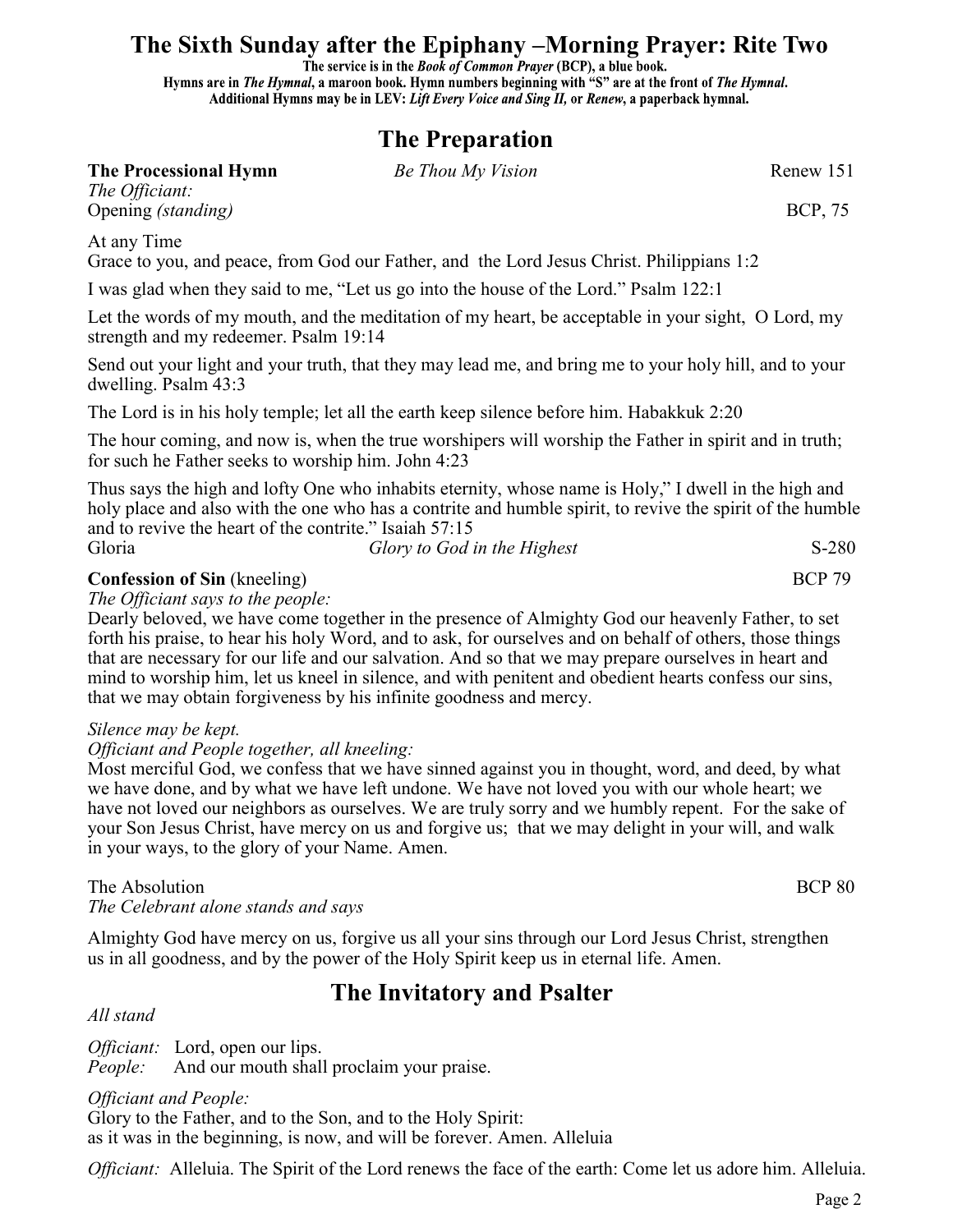# The Sixth Sunday after the Epiphany –Morning Prayer: Rite Two

**The service is in the *Book of Common Prayer* (BCP), a blue book.**
**Hymns are in *The Hymnal*, a maroon book. Hymn numbers beginning with "S" are at the front of *The Hymnal*.**
**Additional Hymns may be in LEV: *Lift Every Voice and Sing II,* or *Renew*, a paperback hymnal.**

## The Preparation

**The Processional Hymn** *Be Thou My Vision* Renew 151

*The Officiant:*
Opening *(standing)* BCP, 75

At any Time
Grace to you, and peace, from God our Father, and the Lord Jesus Christ. Philippians 1:2

I was glad when they said to me, "Let us go into the house of the Lord." Psalm 122:1

Let the words of my mouth, and the meditation of my heart, be acceptable in your sight, O Lord, my strength and my redeemer. Psalm 19:14

Send out your light and your truth, that they may lead me, and bring me to your holy hill, and to your dwelling. Psalm 43:3

The Lord is in his holy temple; let all the earth keep silence before him. Habakkuk 2:20

The hour coming, and now is, when the true worshipers will worship the Father in spirit and in truth; for such he Father seeks to worship him. John 4:23

Thus says the high and lofty One who inhabits eternity, whose name is Holy," I dwell in the high and holy place and also with the one who has a contrite and humble spirit, to revive the spirit of the humble and to revive the heart of the contrite." Isaiah 57:15

Gloria *Glory to God in the Highest* S-280

**Confession of Sin** (kneeling) BCP 79

*The Officiant says to the people:*
Dearly beloved, we have come together in the presence of Almighty God our heavenly Father, to set forth his praise, to hear his holy Word, and to ask, for ourselves and on behalf of others, those things that are necessary for our life and our salvation. And so that we may prepare ourselves in heart and mind to worship him, let us kneel in silence, and with penitent and obedient hearts confess our sins, that we may obtain forgiveness by his infinite goodness and mercy.

*Silence may be kept.*
*Officiant and People together, all kneeling:*
Most merciful God, we confess that we have sinned against you in thought, word, and deed, by what we have done, and by what we have left undone. We have not loved you with our whole heart; we have not loved our neighbors as ourselves. We are truly sorry and we humbly repent. For the sake of your Son Jesus Christ, have mercy on us and forgive us; that we may delight in your will, and walk in your ways, to the glory of your Name. Amen.

The Absolution BCP 80
*The Celebrant alone stands and says*

Almighty God have mercy on us, forgive us all your sins through our Lord Jesus Christ, strengthen us in all goodness, and by the power of the Holy Spirit keep us in eternal life. Amen.

## The Invitatory and Psalter

*All stand*

*Officiant:* Lord, open our lips.
*People:* And our mouth shall proclaim your praise.

*Officiant and People:*
Glory to the Father, and to the Son, and to the Holy Spirit:
as it was in the beginning, is now, and will be forever. Amen. Alleluia

*Officiant:* Alleluia. The Spirit of the Lord renews the face of the earth: Come let us adore him. Alleluia.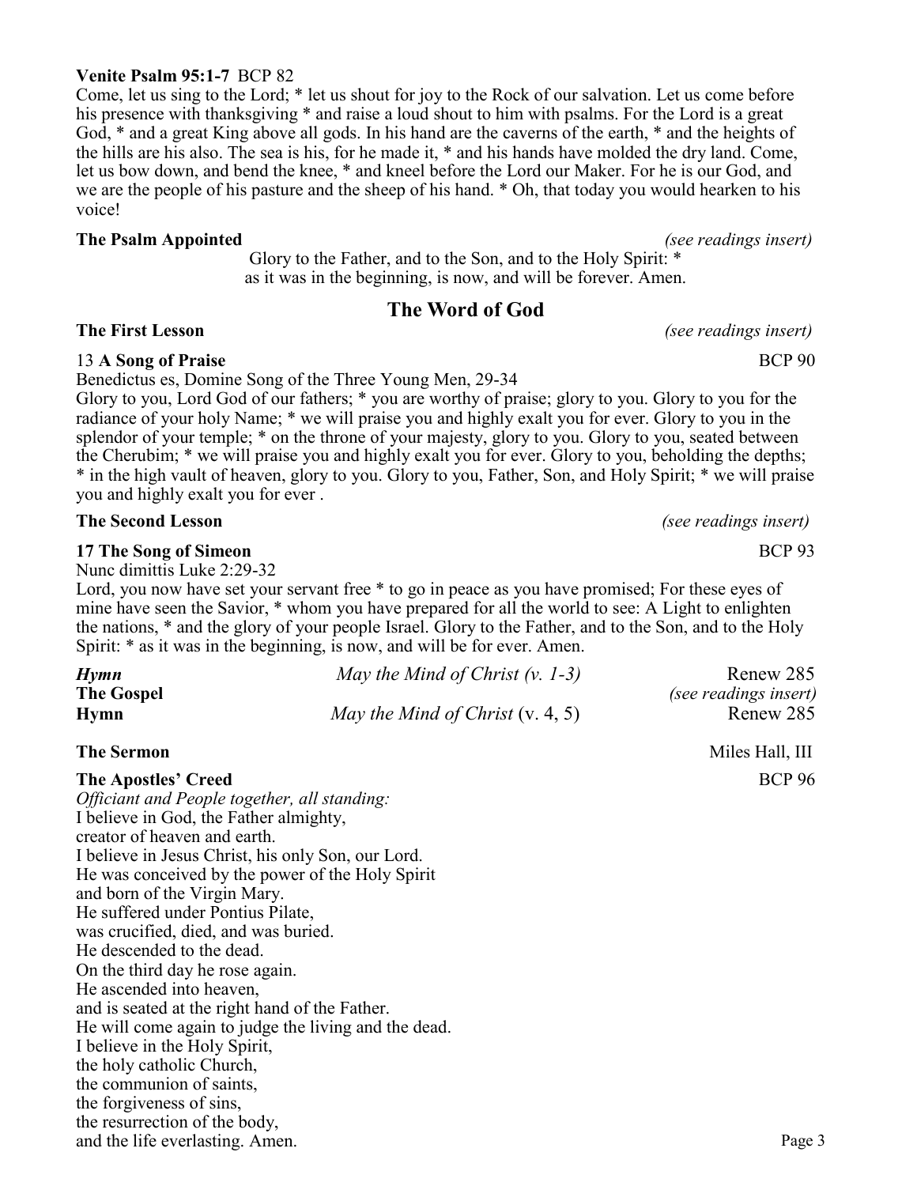**Venite Psalm 95:1-7** BCP 82

Come, let us sing to the Lord; * let us shout for joy to the Rock of our salvation. Let us come before his presence with thanksgiving * and raise a loud shout to him with psalms. For the Lord is a great God, * and a great King above all gods. In his hand are the caverns of the earth, * and the heights of the hills are his also. The sea is his, for he made it, * and his hands have molded the dry land. Come, let us bow down, and bend the knee, * and kneel before the Lord our Maker. For he is our God, and we are the people of his pasture and the sheep of his hand. * Oh, that today you would hearken to his voice!

**The Psalm Appointed** *(see readings insert)*

Glory to the Father, and to the Son, and to the Holy Spirit: *
as it was in the beginning, is now, and will be forever. Amen.

## The Word of God

**The First Lesson** *(see readings insert)*

13 **A Song of Praise** BCP 90

Benedictus es, Domine Song of the Three Young Men, 29-34

Glory to you, Lord God of our fathers; * you are worthy of praise; glory to you. Glory to you for the radiance of your holy Name; * we will praise you and highly exalt you for ever. Glory to you in the splendor of your temple; * on the throne of your majesty, glory to you. Glory to you, seated between the Cherubim; * we will praise you and highly exalt you for ever. Glory to you, beholding the depths; * in the high vault of heaven, glory to you. Glory to you, Father, Son, and Holy Spirit; * we will praise you and highly exalt you for ever .

**The Second Lesson** *(see readings insert)*

**17 The Song of Simeon** BCP 93

Nunc dimittis Luke 2:29-32

Lord, you now have set your servant free * to go in peace as you have promised; For these eyes of mine have seen the Savior, * whom you have prepared for all the world to see: A Light to enlighten the nations, * and the glory of your people Israel. Glory to the Father, and to the Son, and to the Holy Spirit: * as it was in the beginning, is now, and will be for ever. Amen.

***Hymn*** *May the Mind of Christ (v. 1-3)* Renew 285

**The Gospel** *(see readings insert)*

**Hymn** *May the Mind of Christ* (v. 4, 5) Renew 285

**The Sermon** Miles Hall, III

**The Apostles' Creed** BCP 96

*Officiant and People together, all standing:*

I believe in God, the Father almighty,
creator of heaven and earth.
I believe in Jesus Christ, his only Son, our Lord.
He was conceived by the power of the Holy Spirit
and born of the Virgin Mary.
He suffered under Pontius Pilate,
was crucified, died, and was buried.
He descended to the dead.
On the third day he rose again.
He ascended into heaven,
and is seated at the right hand of the Father.
He will come again to judge the living and the dead.
I believe in the Holy Spirit,
the holy catholic Church,
the communion of saints,
the forgiveness of sins,
the resurrection of the body,
and the life everlasting. Amen.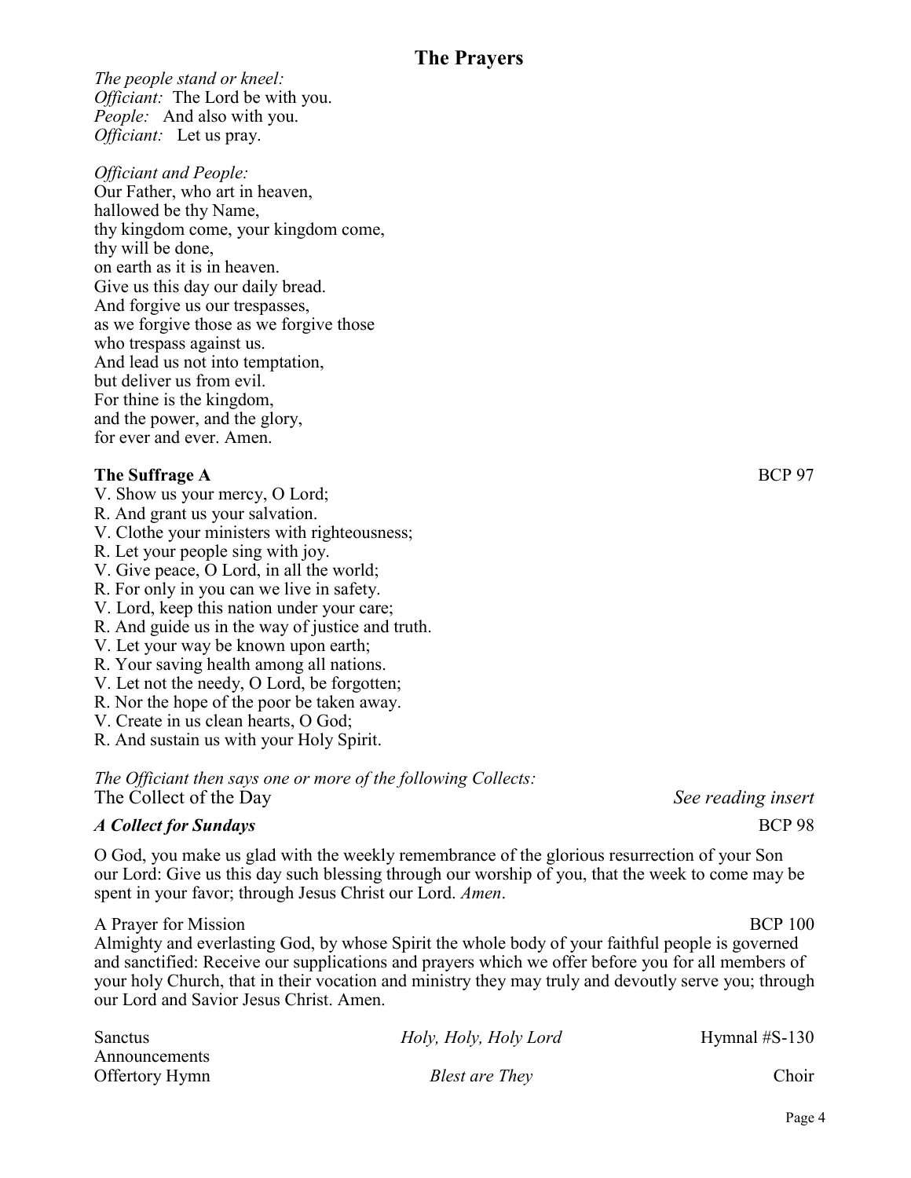## The Prayers

*The people stand or kneel:*
*Officiant:* The Lord be with you.
*People:* And also with you.
*Officiant:* Let us pray.

*Officiant and People:*
Our Father, who art in heaven,
hallowed be thy Name,
thy kingdom come, your kingdom come,
thy will be done,
on earth as it is in heaven.
Give us this day our daily bread.
And forgive us our trespasses,
as we forgive those as we forgive those
who trespass against us.
And lead us not into temptation,
but deliver us from evil.
For thine is the kingdom,
and the power, and the glory,
for ever and ever. Amen.

**The Suffrage A** BCP 97

V. Show us your mercy, O Lord;
R. And grant us your salvation.
V. Clothe your ministers with righteousness;
R. Let your people sing with joy.
V. Give peace, O Lord, in all the world;
R. For only in you can we live in safety.
V. Lord, keep this nation under your care;
R. And guide us in the way of justice and truth.
V. Let your way be known upon earth;
R. Your saving health among all nations.
V. Let not the needy, O Lord, be forgotten;
R. Nor the hope of the poor be taken away.
V. Create in us clean hearts, O God;
R. And sustain us with your Holy Spirit.

*The Officiant then says one or more of the following Collects:*
The Collect of the Day *See reading insert*

***A Collect for Sundays*** BCP 98

O God, you make us glad with the weekly remembrance of the glorious resurrection of your Son our Lord: Give us this day such blessing through our worship of you, that the week to come may be spent in your favor; through Jesus Christ our Lord. *Amen*.

A Prayer for Mission BCP 100
Almighty and everlasting God, by whose Spirit the whole body of your faithful people is governed and sanctified: Receive our supplications and prayers which we offer before you for all members of your holy Church, that in their vocation and ministry they may truly and devoutly serve you; through our Lord and Savior Jesus Christ. Amen.

Sanctus *Holy, Holy, Holy Lord* Hymnal #S-130
Announcements
Offertory Hymn *Blest are They* Choir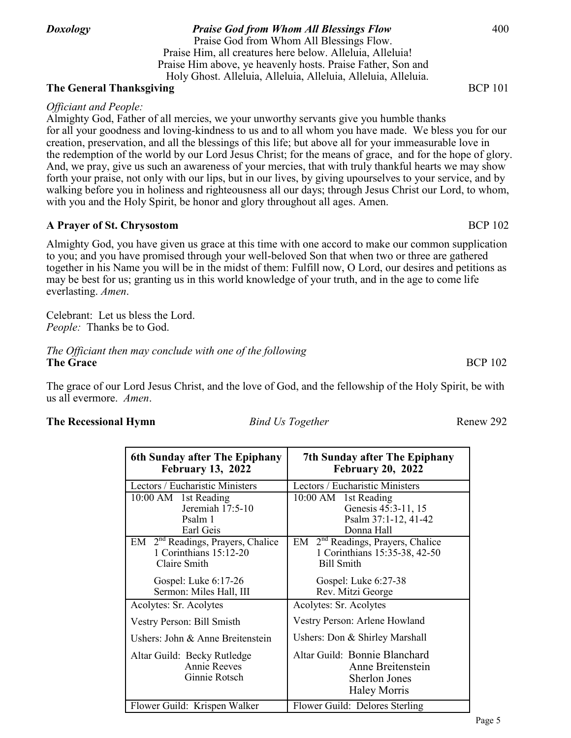***Doxology*** ***Praise God from Whom All Blessings Flow*** 400

Praise God from Whom All Blessings Flow.
Praise Him, all creatures here below. Alleluia, Alleluia!
Praise Him above, ye heavenly hosts. Praise Father, Son and
Holy Ghost. Alleluia, Alleluia, Alleluia, Alleluia, Alleluia.

**The General Thanksgiving** BCP 101

*Officiant and People:*

Almighty God, Father of all mercies, we your unworthy servants give you humble thanks for all your goodness and loving-kindness to us and to all whom you have made. We bless you for our creation, preservation, and all the blessings of this life; but above all for your immeasurable love in the redemption of the world by our Lord Jesus Christ; for the means of grace, and for the hope of glory. And, we pray, give us such an awareness of your mercies, that with truly thankful hearts we may show forth your praise, not only with our lips, but in our lives, by giving upourselves to your service, and by walking before you in holiness and righteousness all our days; through Jesus Christ our Lord, to whom, with you and the Holy Spirit, be honor and glory throughout all ages. Amen.

**A Prayer of St. Chrysostom** BCP 102

Almighty God, you have given us grace at this time with one accord to make our common supplication to you; and you have promised through your well-beloved Son that when two or three are gathered together in his Name you will be in the midst of them: Fulfill now, O Lord, our desires and petitions as may be best for us; granting us in this world knowledge of your truth, and in the age to come life everlasting. *Amen*.

Celebrant: Let us bless the Lord.
*People:* Thanks be to God.

*The Officiant then may conclude with one of the following*

**The Grace** BCP 102

The grace of our Lord Jesus Christ, and the love of God, and the fellowship of the Holy Spirit, be with us all evermore. *Amen*.

**The Recessional Hymn** *Bind Us Together* Renew 292

| **6th Sunday after The Epiphany February 13, 2022** | **7th Sunday after The Epiphany February 20, 2022** |
|---|---|
| Lectors / Eucharistic Ministers | Lectors / Eucharistic Ministers |
| 10:00 AM 1st Reading<br>Jeremiah 17:5-10<br>Psalm 1<br>Earl Geis | 10:00 AM 1st Reading<br>Genesis 45:3-11, 15<br>Psalm 37:1-12, 41-42<br>Donna Hall |
| EM 2nd Readings, Prayers, Chalice<br>1 Corinthians 15:12-20<br>Claire Smith<br><br>Gospel: Luke 6:17-26<br>Sermon: Miles Hall, III | EM 2nd Readings, Prayers, Chalice<br>1 Corinthians 15:35-38, 42-50<br>Bill Smith<br><br>Gospel: Luke 6:27-38<br>Rev. Mitzi George |
| Acolytes: Sr. Acolytes<br><br>Vestry Person: Bill Smisth<br><br>Ushers: John & Anne Breitenstein<br><br>Altar Guild: Becky Rutledge<br>Annie Reeves<br>Ginnie Rotsch | Acolytes: Sr. Acolytes<br><br>Vestry Person: Arlene Howland<br><br>Ushers: Don & Shirley Marshall<br><br>Altar Guild: Bonnie Blanchard<br>Anne Breitenstein<br>Sherlon Jones<br>Haley Morris |
| Flower Guild: Krispen Walker | Flower Guild: Delores Sterling |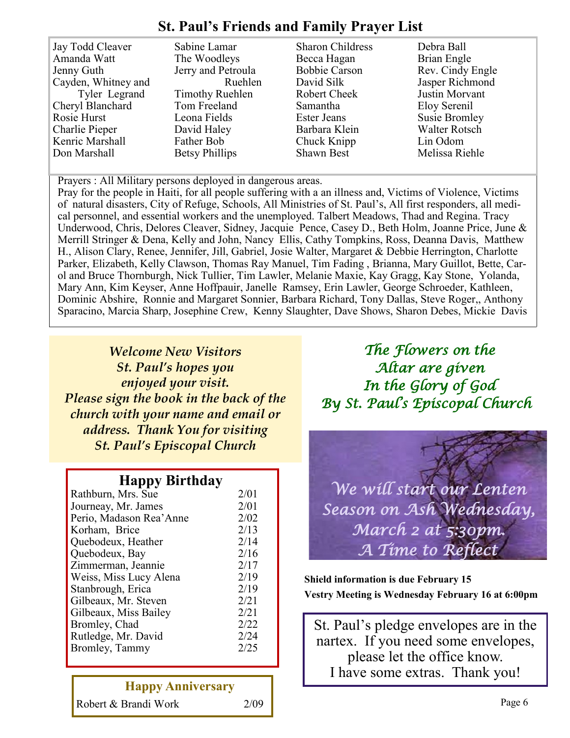## St. Paul's Friends and Family Prayer List

Jay Todd Cleaver
Amanda Watt
Jenny Guth
Cayden, Whitney and Tyler Legrand
Cheryl Blanchard
Rosie Hurst
Charlie Pieper
Kenric Marshall
Don Marshall
Sabine Lamar
The Woodleys
Jerry and Petroula Ruehlen
Timothy Ruehlen
Tom Freeland
Leona Fields
David Haley
Father Bob
Betsy Phillips
Sharon Childress
Becca Hagan
Bobbie Carson
David Silk
Robert Cheek
Samantha
Ester Jeans
Barbara Klein
Chuck Knipp
Shawn Best
Debra Ball
Brian Engle
Rev. Cindy Engle
Jasper Richmond
Justin Morvant
Eloy Serenil
Susie Bromley
Walter Rotsch
Lin Odom
Melissa Riehle

Prayers : All Military persons deployed in dangerous areas.
Pray for the people in Haiti, for all people suffering with a an illness and, Victims of Violence, Victims of natural disasters, City of Refuge, Schools, All Ministries of St. Paul's, All first responders, all medical personnel, and essential workers and the unemployed. Talbert Meadows, Thad and Regina. Tracy Underwood, Chris, Delores Cleaver, Sidney, Jacquie Pence, Casey D., Beth Holm, Joanne Price, June & Merrill Stringer & Dena, Kelly and John, Nancy Ellis, Cathy Tompkins, Ross, Deanna Davis, Matthew H., Alison Clary, Renee, Jennifer, Jill, Gabriel, Josie Walter, Margaret & Debbie Herrington, Charlotte Parker, Elizabeth, Kelly Clawson, Thomas Ray Manuel, Tim Fading , Brianna, Mary Guillot, Bette, Carol and Bruce Thornburgh, Nick Tullier, Tim Lawler, Melanie Maxie, Kay Gragg, Kay Stone, Yolanda, Mary Ann, Kim Keyser, Anne Hoffpauir, Janelle Ramsey, Erin Lawler, George Schroeder, Kathleen, Dominic Abshire, Ronnie and Margaret Sonnier, Barbara Richard, Tony Dallas, Steve Roger,, Anthony Sparacino, Marcia Sharp, Josephine Crew, Kenny Slaughter, Dave Shows, Sharon Debes, Mickie Davis

*Welcome New Visitors*
*St. Paul's hopes you enjoyed your visit.*
*Please sign the book in the back of the church with your name and email or address. Thank You for visiting St. Paul's Episcopal Church*

*The Flowers on the Altar are given In the Glory of God By St. Paul's Episcopal Church*

### Happy Birthday

| Name | Date |
|---|---|
| Rathburn, Mrs. Sue | 2/01 |
| Journeay, Mr. James | 2/01 |
| Perio, Madason Rea'Anne | 2/02 |
| Korham, Brice | 2/13 |
| Quebodeux, Heather | 2/14 |
| Quebodeux, Bay | 2/16 |
| Zimmerman, Jeannie | 2/17 |
| Weiss, Miss Lucy Alena | 2/19 |
| Stanbrough, Erica | 2/19 |
| Gilbeaux, Mr. Steven | 2/21 |
| Gilbeaux, Miss Bailey | 2/21 |
| Bromley, Chad | 2/22 |
| Rutledge, Mr. David | 2/24 |
| Bromley, Tammy | 2/25 |

*We will start our Lenten Season on Ash Wednesday, March 2 at 5:30pm. A Time to Reflect*

**Shield information is due February 15**

**Vestry Meeting is Wednesday February 16 at 6:00pm**

### Happy Anniversary

| Name | Date |
|---|---|
| Robert & Brandi Work | 2/09 |

St. Paul's pledge envelopes are in the nartex. If you need some envelopes, please let the office know. I have some extras. Thank you!